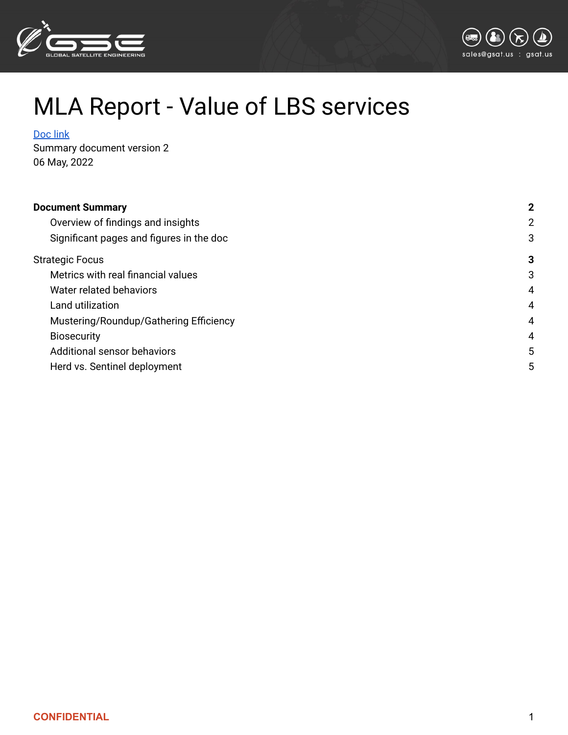# MLA Report - Value of LBS services

[Doc link]

Summary document version 2

06 May, 2022

| | |
|---|---|
| **Document Summary** | **2** |
| Overview of findings and insights | 2 |
| Significant pages and figures in the doc | 3 |
| Strategic Focus | **3** |
| Metrics with real financial values | 3 |
| Water related behaviors | 4 |
| Land utilization | 4 |
| Mustering/Roundup/Gathering Efficiency | 4 |
| Biosecurity | 4 |
| Additional sensor behaviors | 5 |
| Herd vs. Sentinel deployment | 5 |

CONFIDENTIAL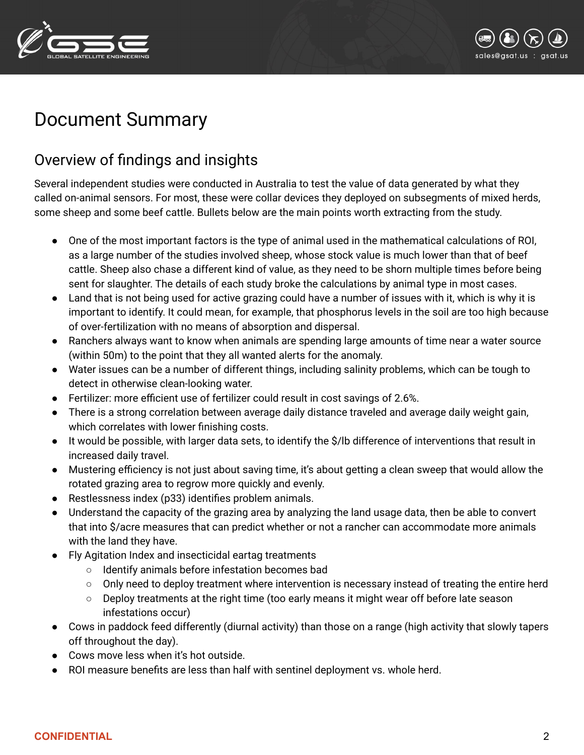# Document Summary

## Overview of findings and insights

Several independent studies were conducted in Australia to test the value of data generated by what they called on-animal sensors. For most, these were collar devices they deployed on subsegments of mixed herds, some sheep and some beef cattle. Bullets below are the main points worth extracting from the study.

- One of the most important factors is the type of animal used in the mathematical calculations of ROI, as a large number of the studies involved sheep, whose stock value is much lower than that of beef cattle. Sheep also chase a different kind of value, as they need to be shorn multiple times before being sent for slaughter. The details of each study broke the calculations by animal type in most cases.
- Land that is not being used for active grazing could have a number of issues with it, which is why it is important to identify. It could mean, for example, that phosphorus levels in the soil are too high because of over-fertilization with no means of absorption and dispersal.
- Ranchers always want to know when animals are spending large amounts of time near a water source (within 50m) to the point that they all wanted alerts for the anomaly.
- Water issues can be a number of different things, including salinity problems, which can be tough to detect in otherwise clean-looking water.
- Fertilizer: more efficient use of fertilizer could result in cost savings of 2.6%.
- There is a strong correlation between average daily distance traveled and average daily weight gain, which correlates with lower finishing costs.
- It would be possible, with larger data sets, to identify the $/lb difference of interventions that result in increased daily travel.
- Mustering efficiency is not just about saving time, it's about getting a clean sweep that would allow the rotated grazing area to regrow more quickly and evenly.
- Restlessness index (p33) identifies problem animals.
- Understand the capacity of the grazing area by analyzing the land usage data, then be able to convert that into $/acre measures that can predict whether or not a rancher can accommodate more animals with the land they have.
- Fly Agitation Index and insecticidal eartag treatments
  - Identify animals before infestation becomes bad
  - Only need to deploy treatment where intervention is necessary instead of treating the entire herd
  - Deploy treatments at the right time (too early means it might wear off before late season infestations occur)
- Cows in paddock feed differently (diurnal activity) than those on a range (high activity that slowly tapers off throughout the day).
- Cows move less when it's hot outside.
- ROI measure benefits are less than half with sentinel deployment vs. whole herd.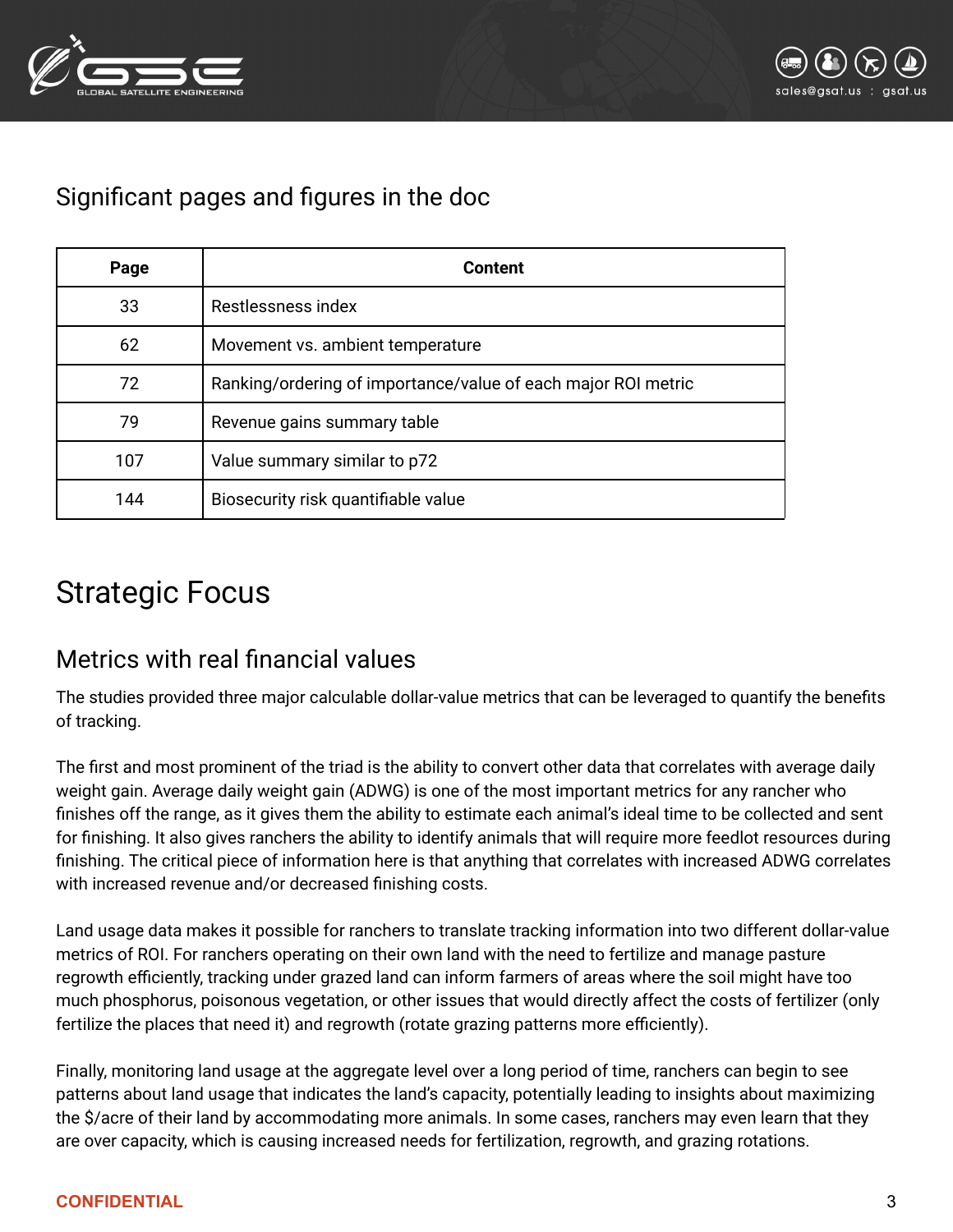## Significant pages and figures in the doc

| Page | Content |
|---|---|
| 33 | Restlessness index |
| 62 | Movement vs. ambient temperature |
| 72 | Ranking/ordering of importance/value of each major ROI metric |
| 79 | Revenue gains summary table |
| 107 | Value summary similar to p72 |
| 144 | Biosecurity risk quantifiable value |

# Strategic Focus

## Metrics with real financial values

The studies provided three major calculable dollar-value metrics that can be leveraged to quantify the benefits of tracking.

The first and most prominent of the triad is the ability to convert other data that correlates with average daily weight gain. Average daily weight gain (ADWG) is one of the most important metrics for any rancher who finishes off the range, as it gives them the ability to estimate each animal's ideal time to be collected and sent for finishing. It also gives ranchers the ability to identify animals that will require more feedlot resources during finishing. The critical piece of information here is that anything that correlates with increased ADWG correlates with increased revenue and/or decreased finishing costs.

Land usage data makes it possible for ranchers to translate tracking information into two different dollar-value metrics of ROI. For ranchers operating on their own land with the need to fertilize and manage pasture regrowth efficiently, tracking under grazed land can inform farmers of areas where the soil might have too much phosphorus, poisonous vegetation, or other issues that would directly affect the costs of fertilizer (only fertilize the places that need it) and regrowth (rotate grazing patterns more efficiently).

Finally, monitoring land usage at the aggregate level over a long period of time, ranchers can begin to see patterns about land usage that indicates the land's capacity, potentially leading to insights about maximizing the $/acre of their land by accommodating more animals. In some cases, ranchers may even learn that they are over capacity, which is causing increased needs for fertilization, regrowth, and grazing rotations.

CONFIDENTIAL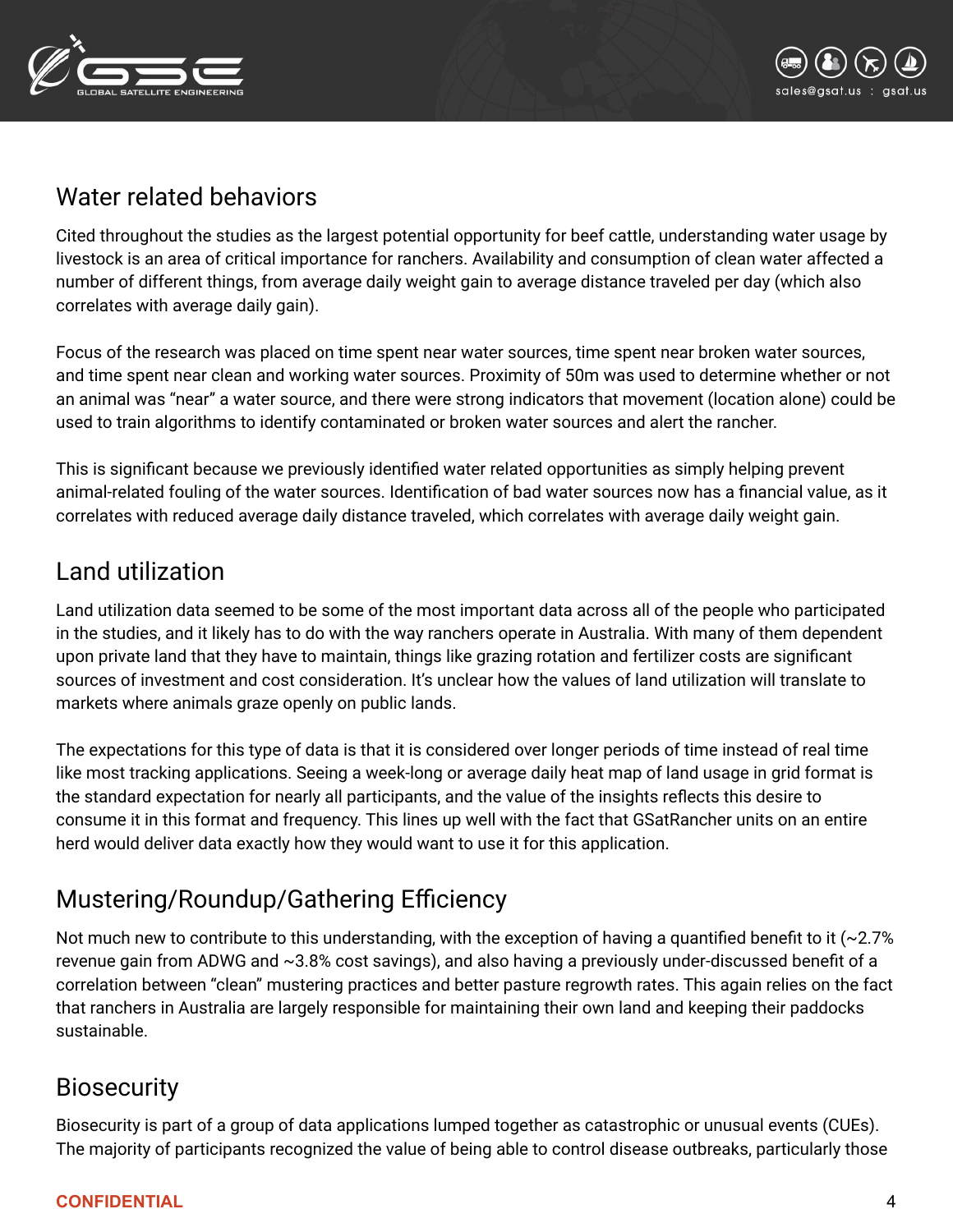## Water related behaviors

Cited throughout the studies as the largest potential opportunity for beef cattle, understanding water usage by livestock is an area of critical importance for ranchers. Availability and consumption of clean water affected a number of different things, from average daily weight gain to average distance traveled per day (which also correlates with average daily gain).

Focus of the research was placed on time spent near water sources, time spent near broken water sources, and time spent near clean and working water sources. Proximity of 50m was used to determine whether or not an animal was "near" a water source, and there were strong indicators that movement (location alone) could be used to train algorithms to identify contaminated or broken water sources and alert the rancher.

This is significant because we previously identified water related opportunities as simply helping prevent animal-related fouling of the water sources. Identification of bad water sources now has a financial value, as it correlates with reduced average daily distance traveled, which correlates with average daily weight gain.

## Land utilization

Land utilization data seemed to be some of the most important data across all of the people who participated in the studies, and it likely has to do with the way ranchers operate in Australia. With many of them dependent upon private land that they have to maintain, things like grazing rotation and fertilizer costs are significant sources of investment and cost consideration. It's unclear how the values of land utilization will translate to markets where animals graze openly on public lands.

The expectations for this type of data is that it is considered over longer periods of time instead of real time like most tracking applications. Seeing a week-long or average daily heat map of land usage in grid format is the standard expectation for nearly all participants, and the value of the insights reflects this desire to consume it in this format and frequency. This lines up well with the fact that GSatRancher units on an entire herd would deliver data exactly how they would want to use it for this application.

## Mustering/Roundup/Gathering Efficiency

Not much new to contribute to this understanding, with the exception of having a quantified benefit to it (~2.7% revenue gain from ADWG and ~3.8% cost savings), and also having a previously under-discussed benefit of a correlation between "clean" mustering practices and better pasture regrowth rates. This again relies on the fact that ranchers in Australia are largely responsible for maintaining their own land and keeping their paddocks sustainable.

## Biosecurity

Biosecurity is part of a group of data applications lumped together as catastrophic or unusual events (CUEs). The majority of participants recognized the value of being able to control disease outbreaks, particularly those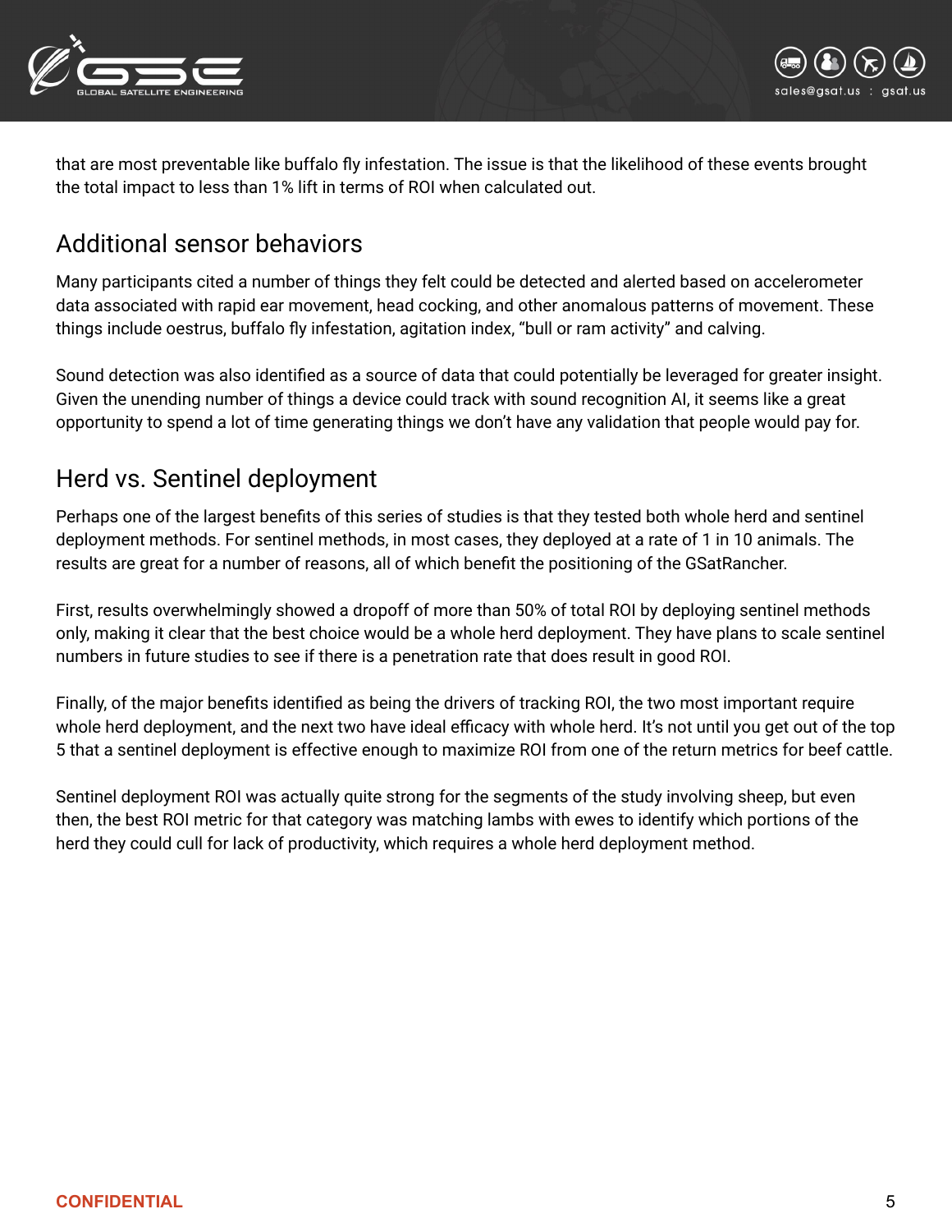that are most preventable like buffalo fly infestation. The issue is that the likelihood of these events brought the total impact to less than 1% lift in terms of ROI when calculated out.

## Additional sensor behaviors

Many participants cited a number of things they felt could be detected and alerted based on accelerometer data associated with rapid ear movement, head cocking, and other anomalous patterns of movement. These things include oestrus, buffalo fly infestation, agitation index, "bull or ram activity" and calving.

Sound detection was also identified as a source of data that could potentially be leveraged for greater insight. Given the unending number of things a device could track with sound recognition AI, it seems like a great opportunity to spend a lot of time generating things we don't have any validation that people would pay for.

## Herd vs. Sentinel deployment

Perhaps one of the largest benefits of this series of studies is that they tested both whole herd and sentinel deployment methods. For sentinel methods, in most cases, they deployed at a rate of 1 in 10 animals. The results are great for a number of reasons, all of which benefit the positioning of the GSatRancher.

First, results overwhelmingly showed a dropoff of more than 50% of total ROI by deploying sentinel methods only, making it clear that the best choice would be a whole herd deployment. They have plans to scale sentinel numbers in future studies to see if there is a penetration rate that does result in good ROI.

Finally, of the major benefits identified as being the drivers of tracking ROI, the two most important require whole herd deployment, and the next two have ideal efficacy with whole herd. It's not until you get out of the top 5 that a sentinel deployment is effective enough to maximize ROI from one of the return metrics for beef cattle.

Sentinel deployment ROI was actually quite strong for the segments of the study involving sheep, but even then, the best ROI metric for that category was matching lambs with ewes to identify which portions of the herd they could cull for lack of productivity, which requires a whole herd deployment method.

CONFIDENTIAL